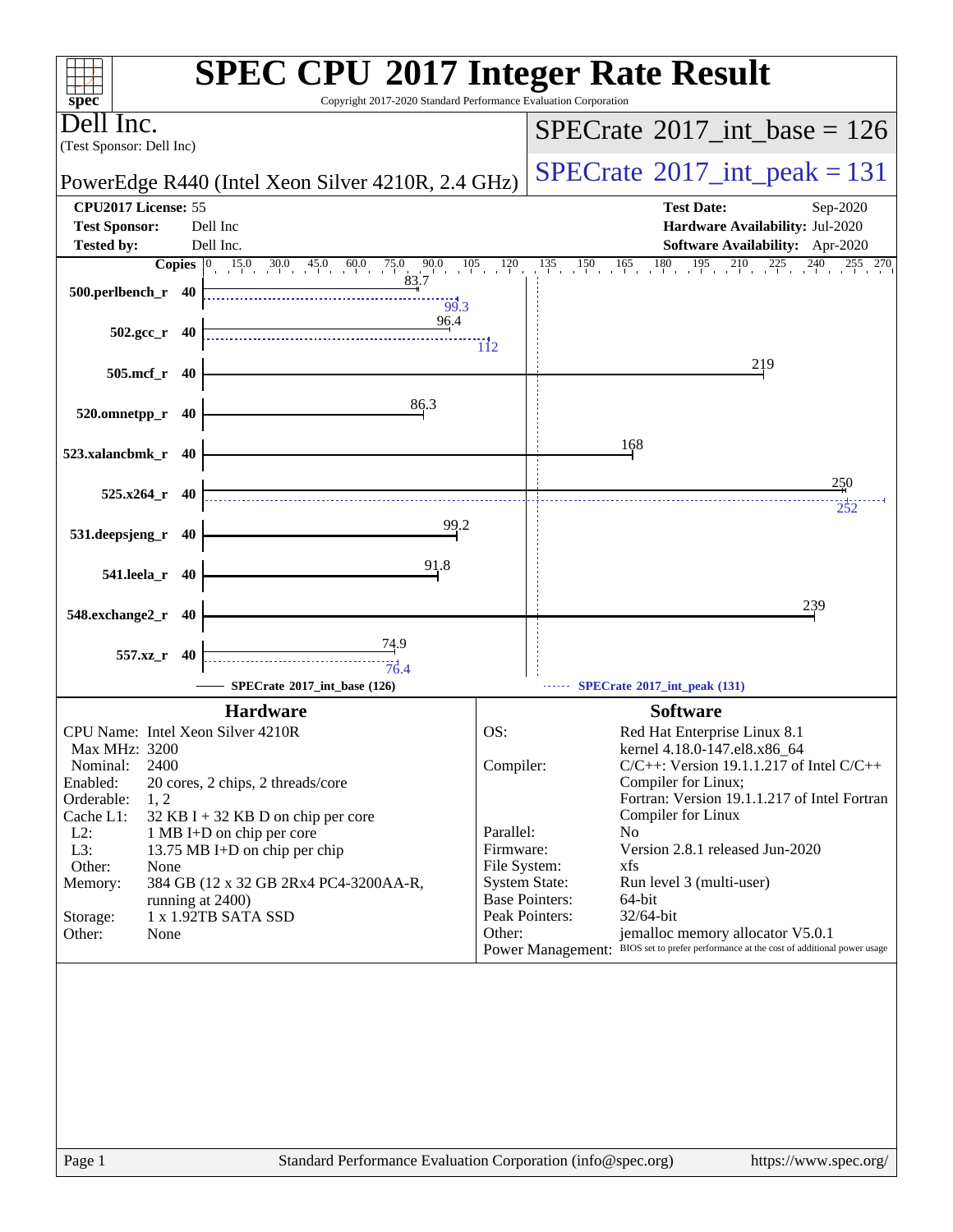# SPEC CPU 2017 Integer Rate Result

Copyright 2017-2020 Standard Performance Evaluation Corporation

**Dell Inc.**
(Test Sponsor: Dell Inc)

PowerEdge R440 (Intel Xeon Silver 4210R, 2.4 GHz)

SPECrate 2017_int_base = 126

SPECrate 2017_int_peak = 131

| | | | |
|---|---|---|---|
| **CPU2017 License:** | 55 | **Test Date:** | Sep-2020 |
| **Test Sponsor:** | Dell Inc | **Hardware Availability:** | Jul-2020 |
| **Tested by:** | Dell Inc. | **Software Availability:** | Apr-2020 |

| Benchmark | Copies | SPECrate 2017_int_base (126) | SPECrate 2017_int_peak (131) |
|---|---|---|---|
| 500.perlbench_r | 40 | 83.7 | 99.3 |
| 502.gcc_r | 40 | 96.4 | 112 |
| 505.mcf_r | 40 | 219 | |
| 520.omnetpp_r | 40 | 86.3 | |
| 523.xalancbmk_r | 40 | 168 | |
| 525.x264_r | 40 | 250 | 252 |
| 531.deepsjeng_r | 40 | 99.2 | |
| 541.leela_r | 40 | 91.8 | |
| 548.exchange2_r | 40 | 239 | |
| 557.xz_r | 40 | 74.9 | 76.4 |

## Hardware

| | |
|---|---|
| CPU Name: | Intel Xeon Silver 4210R |
| Max MHz: | 3200 |
| Nominal: | 2400 |
| Enabled: | 20 cores, 2 chips, 2 threads/core |
| Orderable: | 1, 2 |
| Cache L1: | 32 KB I + 32 KB D on chip per core |
| L2: | 1 MB I+D on chip per core |
| L3: | 13.75 MB I+D on chip per chip |
| Other: | None |
| Memory: | 384 GB (12 x 32 GB 2Rx4 PC4-3200AA-R, running at 2400) |
| Storage: | 1 x 1.92TB SATA SSD |
| Other: | None |

## Software

| | |
|---|---|
| OS: | Red Hat Enterprise Linux 8.1 kernel 4.18.0-147.el8.x86_64 |
| Compiler: | C/C++: Version 19.1.1.217 of Intel C/C++ Compiler for Linux; Fortran: Version 19.1.1.217 of Intel Fortran Compiler for Linux |
| Parallel: | No |
| Firmware: | Version 2.8.1 released Jun-2020 |
| File System: | xfs |
| System State: | Run level 3 (multi-user) |
| Base Pointers: | 64-bit |
| Peak Pointers: | 32/64-bit |
| Other: | jemalloc memory allocator V5.0.1 |
| Power Management: | BIOS set to prefer performance at the cost of additional power usage |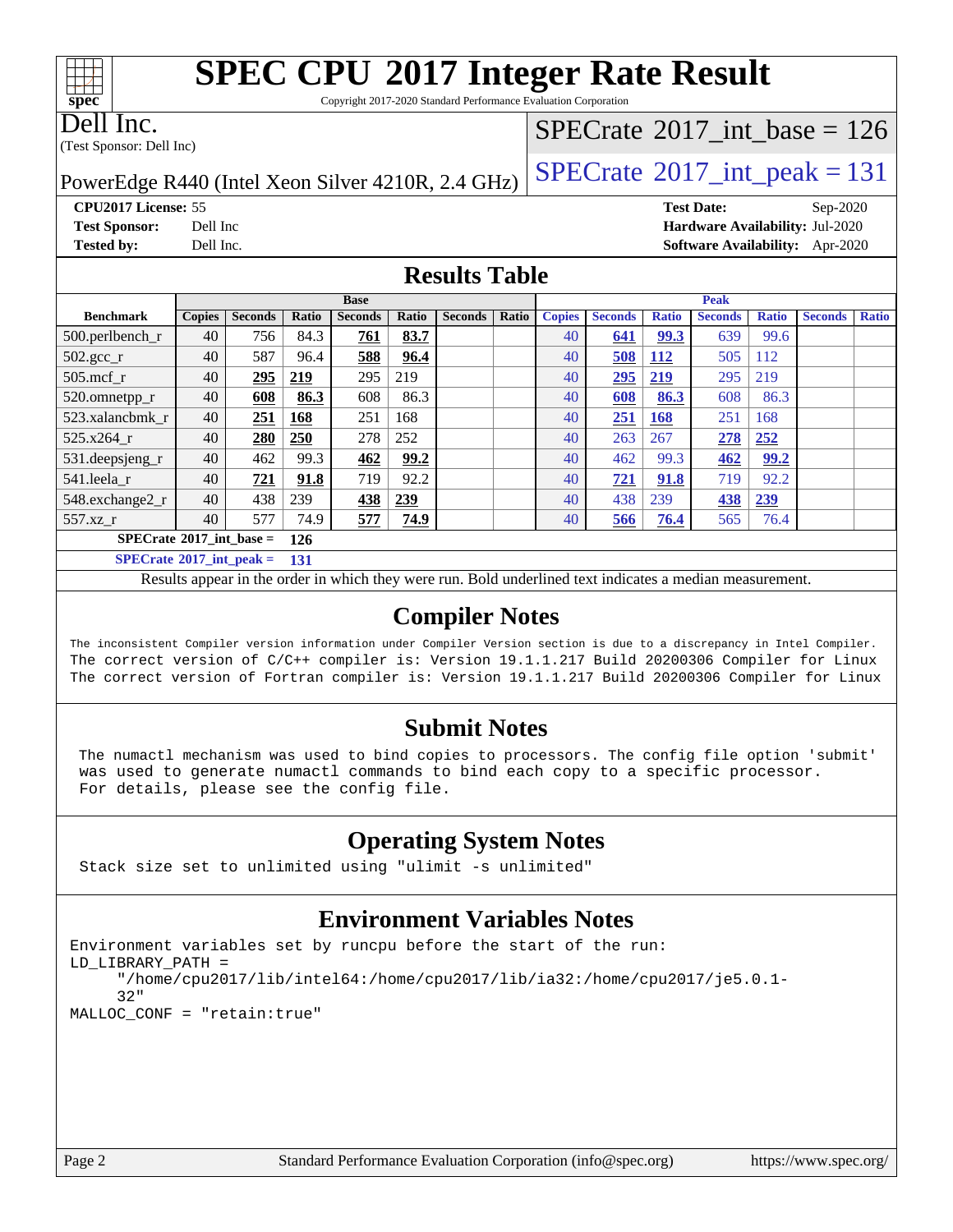# SPEC CPU 2017 Integer Rate Result

Copyright 2017-2020 Standard Performance Evaluation Corporation

Dell Inc.
(Test Sponsor: Dell Inc)

PowerEdge R440 (Intel Xeon Silver 4210R, 2.4 GHz)

SPECrate 2017_int_base = 126

SPECrate 2017_int_peak = 131

**CPU2017 License:** 55
**Test Sponsor:** Dell Inc
**Tested by:** Dell Inc.

**Test Date:** Sep-2020
**Hardware Availability:** Jul-2020
**Software Availability:** Apr-2020

## Results Table

| Benchmark | Base | | | | | | | Peak | | | | | | |
|---|---|---|---|---|---|---|---|---|---|---|---|---|---|---|
| | Copies | Seconds | Ratio | Seconds | Ratio | Seconds | Ratio | Copies | Seconds | Ratio | Seconds | Ratio | Seconds | Ratio |
| 500.perlbench_r | 40 | 756 | 84.3 | **761** | **83.7** | | | 40 | **641** | **99.3** | 639 | 99.6 | | |
| 502.gcc_r | 40 | 587 | 96.4 | **588** | **96.4** | | | 40 | **508** | **112** | 505 | 112 | | |
| 505.mcf_r | 40 | **295** | **219** | 295 | 219 | | | 40 | **295** | **219** | 295 | 219 | | |
| 520.omnetpp_r | 40 | **608** | **86.3** | 608 | 86.3 | | | 40 | **608** | **86.3** | 608 | 86.3 | | |
| 523.xalancbmk_r | 40 | **251** | **168** | 251 | 168 | | | 40 | **251** | **168** | 251 | 168 | | |
| 525.x264_r | 40 | **280** | **250** | 278 | 252 | | | 40 | 263 | 267 | **278** | **252** | | |
| 531.deepsjeng_r | 40 | 462 | 99.3 | **462** | **99.2** | | | 40 | 462 | 99.3 | **462** | **99.2** | | |
| 541.leela_r | 40 | **721** | **91.8** | 719 | 92.2 | | | 40 | **721** | **91.8** | 719 | 92.2 | | |
| 548.exchange2_r | 40 | 438 | 239 | **438** | **239** | | | 40 | 438 | 239 | **438** | **239** | | |
| 557.xz_r | 40 | 577 | 74.9 | **577** | **74.9** | | | 40 | **566** | **76.4** | 565 | 76.4 | | |

**SPECrate 2017_int_base = 126**

**SPECrate 2017_int_peak = 131**

Results appear in the order in which they were run. Bold underlined text indicates a median measurement.

## Compiler Notes

```
The inconsistent Compiler version information under Compiler Version section is due to a discrepancy in Intel Compiler.
The correct version of C/C++ compiler is: Version 19.1.1.217 Build 20200306 Compiler for Linux
The correct version of Fortran compiler is: Version 19.1.1.217 Build 20200306 Compiler for Linux
```

## Submit Notes

```
The numactl mechanism was used to bind copies to processors. The config file option 'submit'
was used to generate numactl commands to bind each copy to a specific processor.
For details, please see the config file.
```

## Operating System Notes

```
Stack size set to unlimited using "ulimit -s unlimited"
```

## Environment Variables Notes

```
Environment variables set by runcpu before the start of the run:
LD_LIBRARY_PATH =
     "/home/cpu2017/lib/intel64:/home/cpu2017/lib/ia32:/home/cpu2017/je5.0.1-
     32"
MALLOC_CONF = "retain:true"
```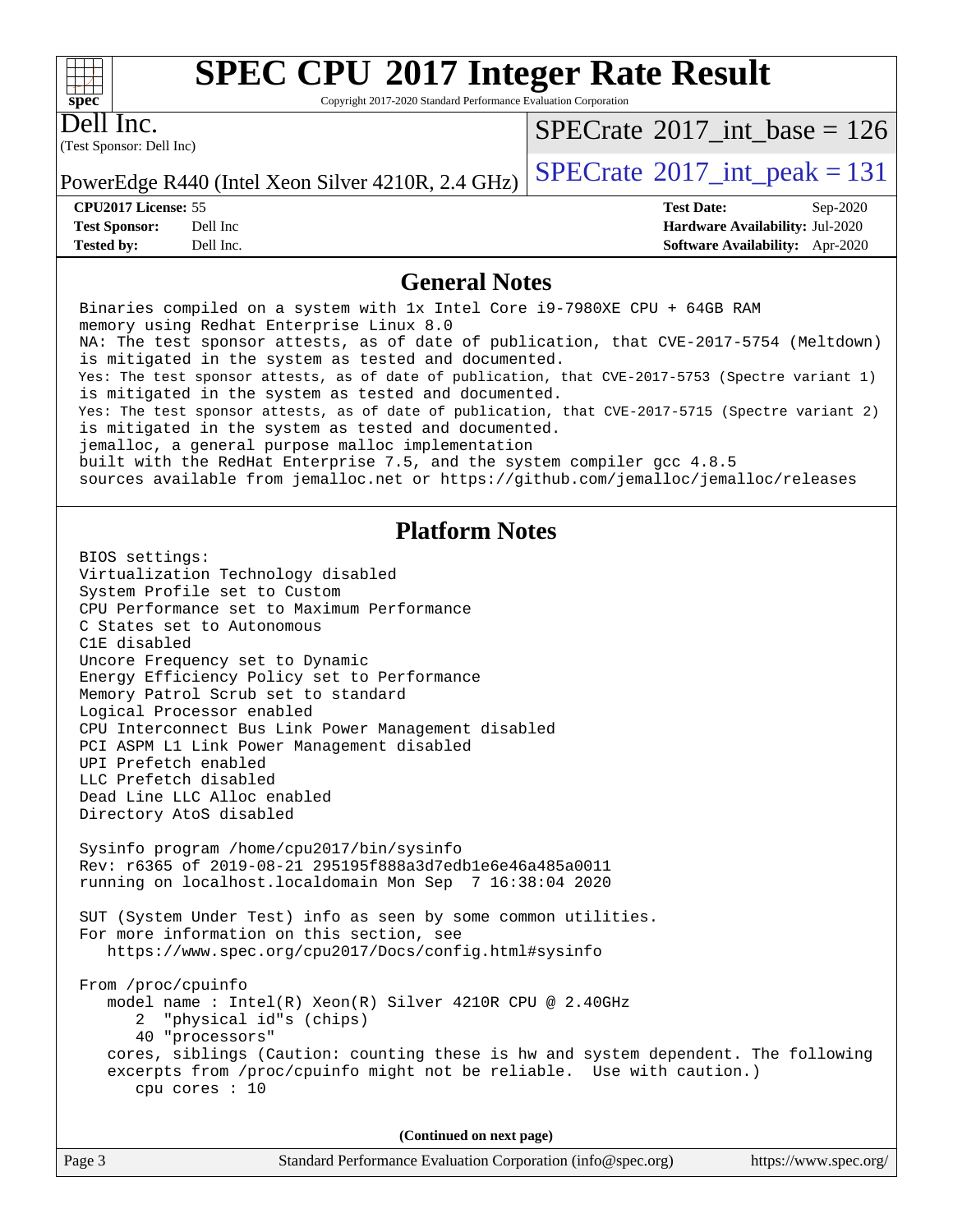# SPEC CPU 2017 Integer Rate Result

Copyright 2017-2020 Standard Performance Evaluation Corporation

**Dell Inc.**
(Test Sponsor: Dell Inc)

PowerEdge R440 (Intel Xeon Silver 4210R, 2.4 GHz)

SPECrate 2017_int_base = 126

SPECrate 2017_int_peak = 131

| | | | |
|---|---|---|---|
| **CPU2017 License:** | 55 | **Test Date:** | Sep-2020 |
| **Test Sponsor:** | Dell Inc | **Hardware Availability:** | Jul-2020 |
| **Tested by:** | Dell Inc. | **Software Availability:** | Apr-2020 |

## General Notes

```
Binaries compiled on a system with 1x Intel Core i9-7980XE CPU + 64GB RAM
memory using Redhat Enterprise Linux 8.0
NA: The test sponsor attests, as of date of publication, that CVE-2017-5754 (Meltdown)
is mitigated in the system as tested and documented.
Yes: The test sponsor attests, as of date of publication, that CVE-2017-5753 (Spectre variant 1)
is mitigated in the system as tested and documented.
Yes: The test sponsor attests, as of date of publication, that CVE-2017-5715 (Spectre variant 2)
is mitigated in the system as tested and documented.
jemalloc, a general purpose malloc implementation
built with the RedHat Enterprise 7.5, and the system compiler gcc 4.8.5
sources available from jemalloc.net or https://github.com/jemalloc/jemalloc/releases
```

## Platform Notes

```
BIOS settings:
Virtualization Technology disabled
System Profile set to Custom
CPU Performance set to Maximum Performance
C States set to Autonomous
C1E disabled
Uncore Frequency set to Dynamic
Energy Efficiency Policy set to Performance
Memory Patrol Scrub set to standard
Logical Processor enabled
CPU Interconnect Bus Link Power Management disabled
PCI ASPM L1 Link Power Management disabled
UPI Prefetch enabled
LLC Prefetch disabled
Dead Line LLC Alloc enabled
Directory AtoS disabled

Sysinfo program /home/cpu2017/bin/sysinfo
Rev: r6365 of 2019-08-21 295195f888a3d7edb1e6e46a485a0011
running on localhost.localdomain Mon Sep  7 16:38:04 2020

SUT (System Under Test) info as seen by some common utilities.
For more information on this section, see
   https://www.spec.org/cpu2017/Docs/config.html#sysinfo

From /proc/cpuinfo
   model name : Intel(R) Xeon(R) Silver 4210R CPU @ 2.40GHz
      2  "physical id"s (chips)
      40 "processors"
   cores, siblings (Caution: counting these is hw and system dependent. The following
   excerpts from /proc/cpuinfo might not be reliable.  Use with caution.)
      cpu cores : 10
```

(Continued on next page)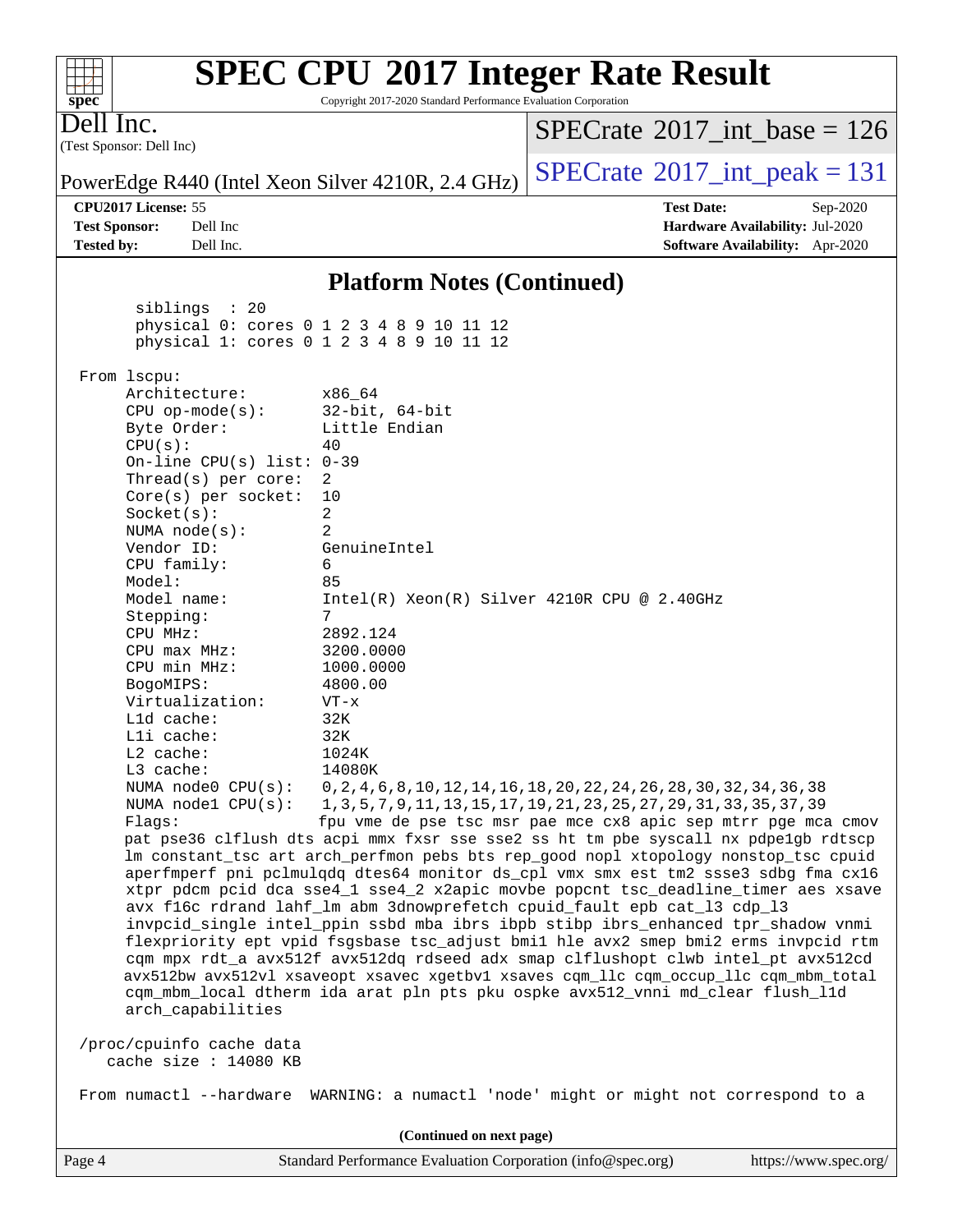## Platform Notes (Continued)

```
      siblings  : 20
      physical 0: cores 0 1 2 3 4 8 9 10 11 12
      physical 1: cores 0 1 2 3 4 8 9 10 11 12

 From lscpu:
     Architecture:        x86_64
     CPU op-mode(s):      32-bit, 64-bit
     Byte Order:          Little Endian
     CPU(s):              40
     On-line CPU(s) list: 0-39
     Thread(s) per core:  2
     Core(s) per socket:  10
     Socket(s):           2
     NUMA node(s):        2
     Vendor ID:           GenuineIntel
     CPU family:          6
     Model:               85
     Model name:          Intel(R) Xeon(R) Silver 4210R CPU @ 2.40GHz
     Stepping:            7
     CPU MHz:             2892.124
     CPU max MHz:         3200.0000
     CPU min MHz:         1000.0000
     BogoMIPS:            4800.00
     Virtualization:      VT-x
     L1d cache:           32K
     L1i cache:           32K
     L2 cache:            1024K
     L3 cache:            14080K
     NUMA node0 CPU(s):   0,2,4,6,8,10,12,14,16,18,20,22,24,26,28,30,32,34,36,38
     NUMA node1 CPU(s):   1,3,5,7,9,11,13,15,17,19,21,23,25,27,29,31,33,35,37,39
     Flags:               fpu vme de pse tsc msr pae mce cx8 apic sep mtrr pge mca cmov
     pat pse36 clflush dts acpi mmx fxsr sse sse2 ss ht tm pbe syscall nx pdpe1gb rdtscp
     lm constant_tsc art arch_perfmon pebs bts rep_good nopl xtopology nonstop_tsc cpuid
     aperfmperf pni pclmulqdq dtes64 monitor ds_cpl vmx smx est tm2 ssse3 sdbg fma cx16
     xtpr pdcm pcid dca sse4_1 sse4_2 x2apic movbe popcnt tsc_deadline_timer aes xsave
     avx f16c rdrand lahf_lm abm 3dnowprefetch cpuid_fault epb cat_l3 cdp_l3
     invpcid_single intel_ppin ssbd mba ibrs ibpb stibp ibrs_enhanced tpr_shadow vnmi
     flexpriority ept vpid fsgsbase tsc_adjust bmi1 hle avx2 smep bmi2 erms invpcid rtm
     cqm mpx rdt_a avx512f avx512dq rdseed adx smap clflushopt clwb intel_pt avx512cd
     avx512bw avx512vl xsaveopt xsavec xgetbv1 xsaves cqm_llc cqm_occup_llc cqm_mbm_total
     cqm_mbm_local dtherm ida arat pln pts pku ospke avx512_vnni md_clear flush_l1d
     arch_capabilities

 /proc/cpuinfo cache data
    cache size : 14080 KB

 From numactl --hardware  WARNING: a numactl 'node' might or might not correspond to a
```

(Continued on next page)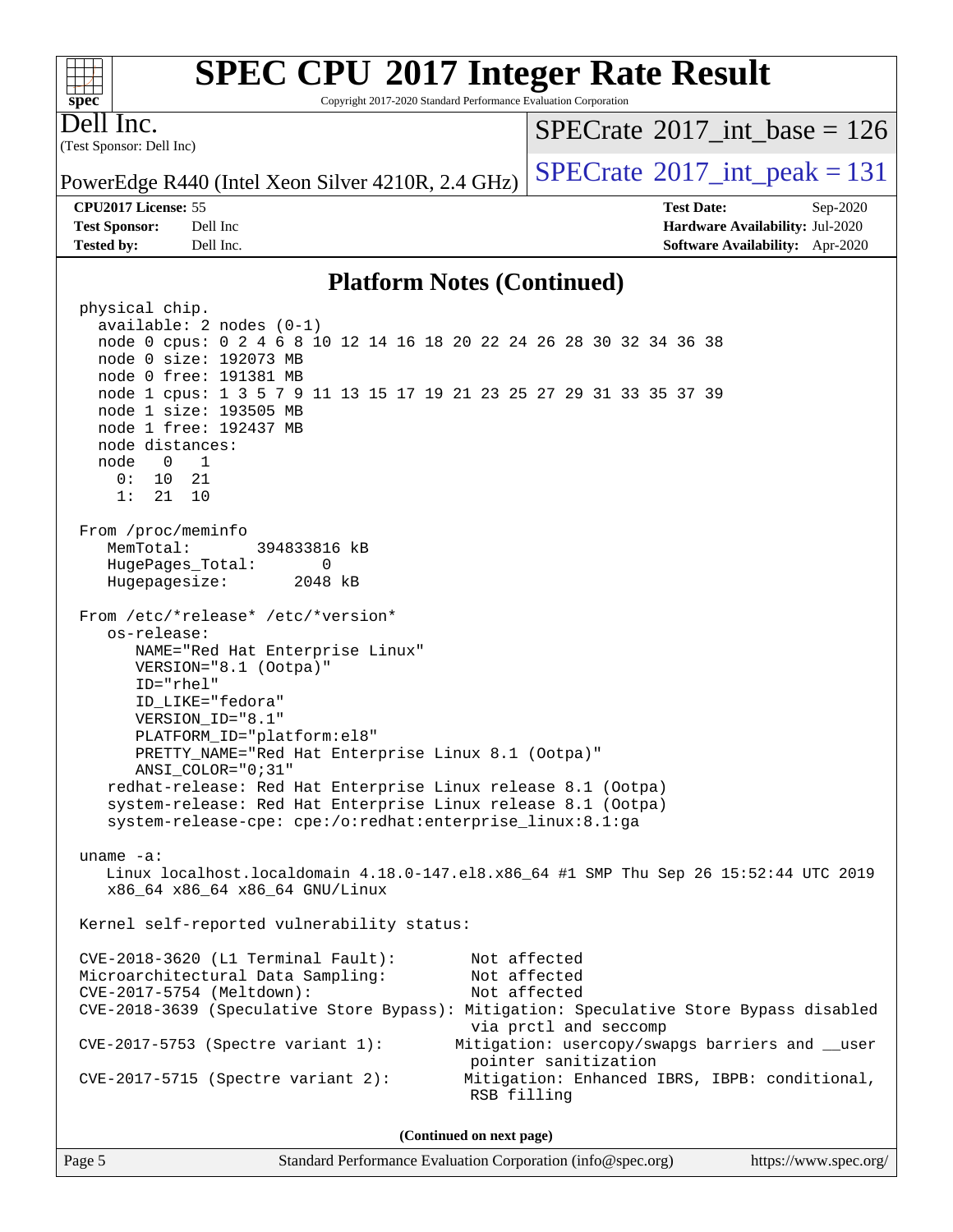## Platform Notes (Continued)

```
physical chip.
  available: 2 nodes (0-1)
  node 0 cpus: 0 2 4 6 8 10 12 14 16 18 20 22 24 26 28 30 32 34 36 38
  node 0 size: 192073 MB
  node 0 free: 191381 MB
  node 1 cpus: 1 3 5 7 9 11 13 15 17 19 21 23 25 27 29 31 33 35 37 39
  node 1 size: 193505 MB
  node 1 free: 192437 MB
  node distances:
  node   0   1
    0:  10  21
    1:  21  10

From /proc/meminfo
   MemTotal:       394833816 kB
   HugePages_Total:       0
   Hugepagesize:       2048 kB

From /etc/*release* /etc/*version*
   os-release:
      NAME="Red Hat Enterprise Linux"
      VERSION="8.1 (Ootpa)"
      ID="rhel"
      ID_LIKE="fedora"
      VERSION_ID="8.1"
      PLATFORM_ID="platform:el8"
      PRETTY_NAME="Red Hat Enterprise Linux 8.1 (Ootpa)"
      ANSI_COLOR="0;31"
   redhat-release: Red Hat Enterprise Linux release 8.1 (Ootpa)
   system-release: Red Hat Enterprise Linux release 8.1 (Ootpa)
   system-release-cpe: cpe:/o:redhat:enterprise_linux:8.1:ga

uname -a:
   Linux localhost.localdomain 4.18.0-147.el8.x86_64 #1 SMP Thu Sep 26 15:52:44 UTC 2019
   x86_64 x86_64 x86_64 GNU/Linux

Kernel self-reported vulnerability status:

CVE-2018-3620 (L1 Terminal Fault):         Not affected
Microarchitectural Data Sampling:          Not affected
CVE-2017-5754 (Meltdown):                  Not affected
CVE-2018-3639 (Speculative Store Bypass): Mitigation: Speculative Store Bypass disabled
                                           via prctl and seccomp
CVE-2017-5753 (Spectre variant 1):        Mitigation: usercopy/swapgs barriers and __user
                                           pointer sanitization
CVE-2017-5715 (Spectre variant 2):         Mitigation: Enhanced IBRS, IBPB: conditional,
                                           RSB filling
```

(Continued on next page)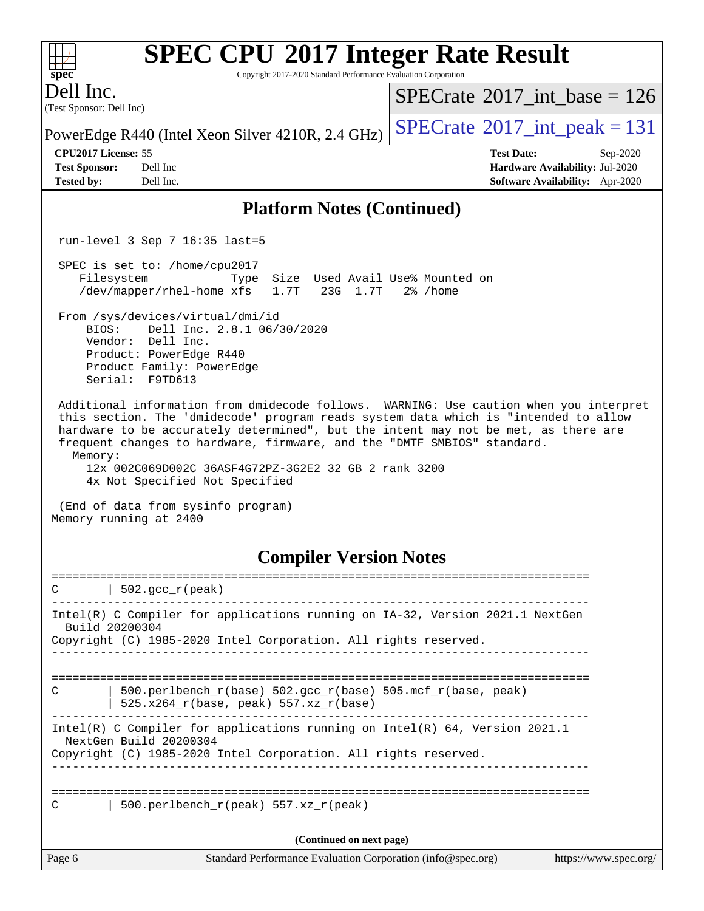## Platform Notes (Continued)

```
 run-level 3 Sep 7 16:35 last=5

 SPEC is set to: /home/cpu2017
    Filesystem            Type  Size  Used Avail Use% Mounted on
    /dev/mapper/rhel-home xfs   1.7T   23G  1.7T   2% /home

 From /sys/devices/virtual/dmi/id
     BIOS:    Dell Inc. 2.8.1 06/30/2020
     Vendor:  Dell Inc.
     Product: PowerEdge R440
     Product Family: PowerEdge
     Serial:  F9TD613

 Additional information from dmidecode follows.  WARNING: Use caution when you interpret
 this section. The 'dmidecode' program reads system data which is "intended to allow
 hardware to be accurately determined", but the intent may not be met, as there are
 frequent changes to hardware, firmware, and the "DMTF SMBIOS" standard.
   Memory:
     12x 002C069D002C 36ASF4G72PZ-3G2E2 32 GB 2 rank 3200
     4x Not Specified Not Specified

 (End of data from sysinfo program)
Memory running at 2400
```

## Compiler Version Notes

```
==============================================================================
C       | 502.gcc_r(peak)
------------------------------------------------------------------------------
Intel(R) C Compiler for applications running on IA-32, Version 2021.1 NextGen
  Build 20200304
Copyright (C) 1985-2020 Intel Corporation. All rights reserved.
------------------------------------------------------------------------------

==============================================================================
C       | 500.perlbench_r(base) 502.gcc_r(base) 505.mcf_r(base, peak)
        | 525.x264_r(base, peak) 557.xz_r(base)
------------------------------------------------------------------------------
Intel(R) C Compiler for applications running on Intel(R) 64, Version 2021.1
  NextGen Build 20200304
Copyright (C) 1985-2020 Intel Corporation. All rights reserved.
------------------------------------------------------------------------------

==============================================================================
C       | 500.perlbench_r(peak) 557.xz_r(peak)
```

(Continued on next page)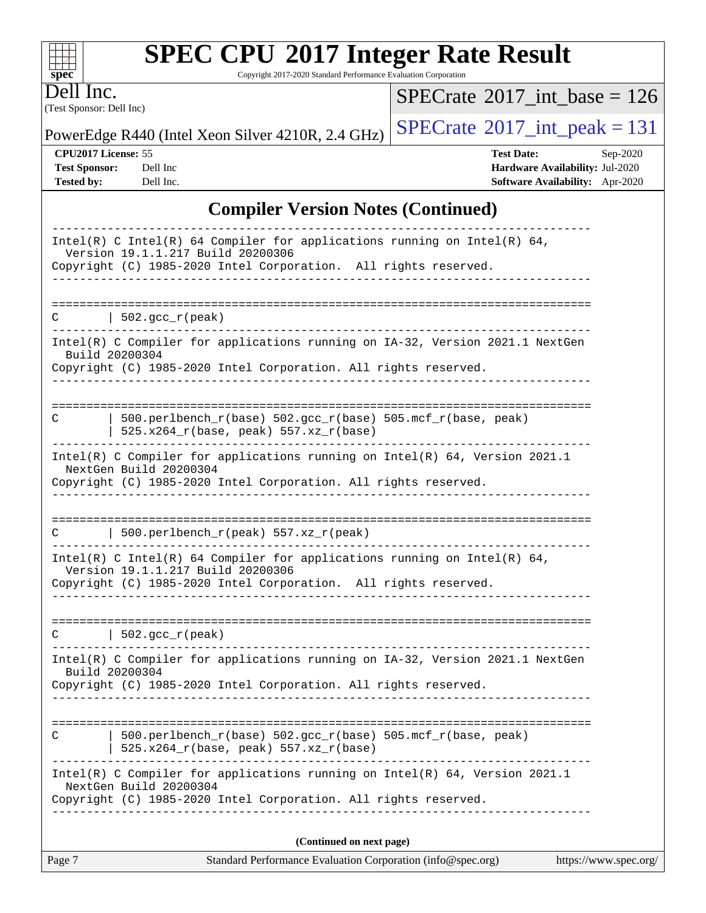## Compiler Version Notes (Continued)

```
------------------------------------------------------------------------------
Intel(R) C Intel(R) 64 Compiler for applications running on Intel(R) 64,
  Version 19.1.1.217 Build 20200306
Copyright (C) 1985-2020 Intel Corporation.  All rights reserved.
------------------------------------------------------------------------------

==============================================================================
C       | 502.gcc_r(peak)
------------------------------------------------------------------------------
Intel(R) C Compiler for applications running on IA-32, Version 2021.1 NextGen
  Build 20200304
Copyright (C) 1985-2020 Intel Corporation. All rights reserved.
------------------------------------------------------------------------------

==============================================================================
C       | 500.perlbench_r(base) 502.gcc_r(base) 505.mcf_r(base, peak)
        | 525.x264_r(base, peak) 557.xz_r(base)
------------------------------------------------------------------------------
Intel(R) C Compiler for applications running on Intel(R) 64, Version 2021.1
  NextGen Build 20200304
Copyright (C) 1985-2020 Intel Corporation. All rights reserved.
------------------------------------------------------------------------------

==============================================================================
C       | 500.perlbench_r(peak) 557.xz_r(peak)
------------------------------------------------------------------------------
Intel(R) C Intel(R) 64 Compiler for applications running on Intel(R) 64,
  Version 19.1.1.217 Build 20200306
Copyright (C) 1985-2020 Intel Corporation.  All rights reserved.
------------------------------------------------------------------------------

==============================================================================
C       | 502.gcc_r(peak)
------------------------------------------------------------------------------
Intel(R) C Compiler for applications running on IA-32, Version 2021.1 NextGen
  Build 20200304
Copyright (C) 1985-2020 Intel Corporation. All rights reserved.
------------------------------------------------------------------------------

==============================================================================
C       | 500.perlbench_r(base) 502.gcc_r(base) 505.mcf_r(base, peak)
        | 525.x264_r(base, peak) 557.xz_r(base)
------------------------------------------------------------------------------
Intel(R) C Compiler for applications running on Intel(R) 64, Version 2021.1
  NextGen Build 20200304
Copyright (C) 1985-2020 Intel Corporation. All rights reserved.
------------------------------------------------------------------------------
```

**(Continued on next page)**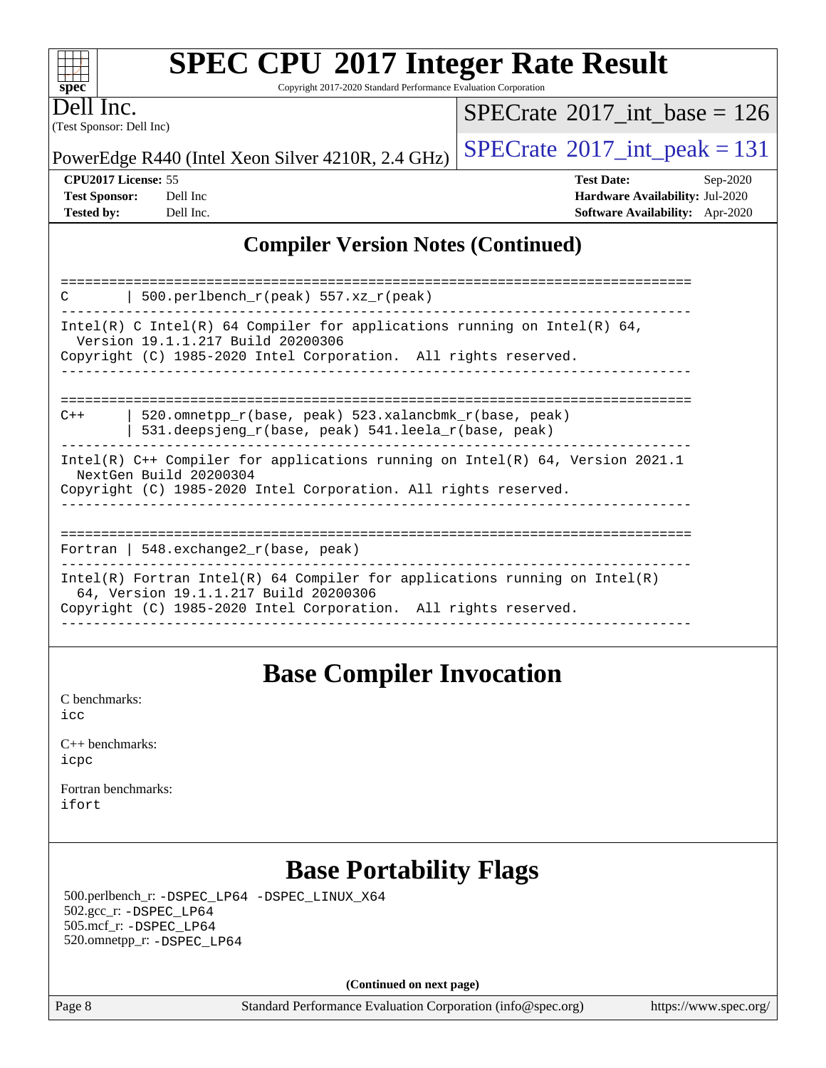## Compiler Version Notes (Continued)

```
==============================================================================
C       | 500.perlbench_r(peak) 557.xz_r(peak)
------------------------------------------------------------------------------
Intel(R) C Intel(R) 64 Compiler for applications running on Intel(R) 64,
  Version 19.1.1.217 Build 20200306
Copyright (C) 1985-2020 Intel Corporation.  All rights reserved.
------------------------------------------------------------------------------

==============================================================================
C++     | 520.omnetpp_r(base, peak) 523.xalancbmk_r(base, peak)
        | 531.deepsjeng_r(base, peak) 541.leela_r(base, peak)
------------------------------------------------------------------------------
Intel(R) C++ Compiler for applications running on Intel(R) 64, Version 2021.1
  NextGen Build 20200304
Copyright (C) 1985-2020 Intel Corporation. All rights reserved.
------------------------------------------------------------------------------

==============================================================================
Fortran | 548.exchange2_r(base, peak)
------------------------------------------------------------------------------
Intel(R) Fortran Intel(R) 64 Compiler for applications running on Intel(R)
  64, Version 19.1.1.217 Build 20200306
Copyright (C) 1985-2020 Intel Corporation.  All rights reserved.
------------------------------------------------------------------------------
```

## Base Compiler Invocation

C benchmarks:
icc

C++ benchmarks:
icpc

Fortran benchmarks:
ifort

## Base Portability Flags

500.perlbench_r: -DSPEC_LP64 -DSPEC_LINUX_X64
502.gcc_r: -DSPEC_LP64
505.mcf_r: -DSPEC_LP64
520.omnetpp_r: -DSPEC_LP64

(Continued on next page)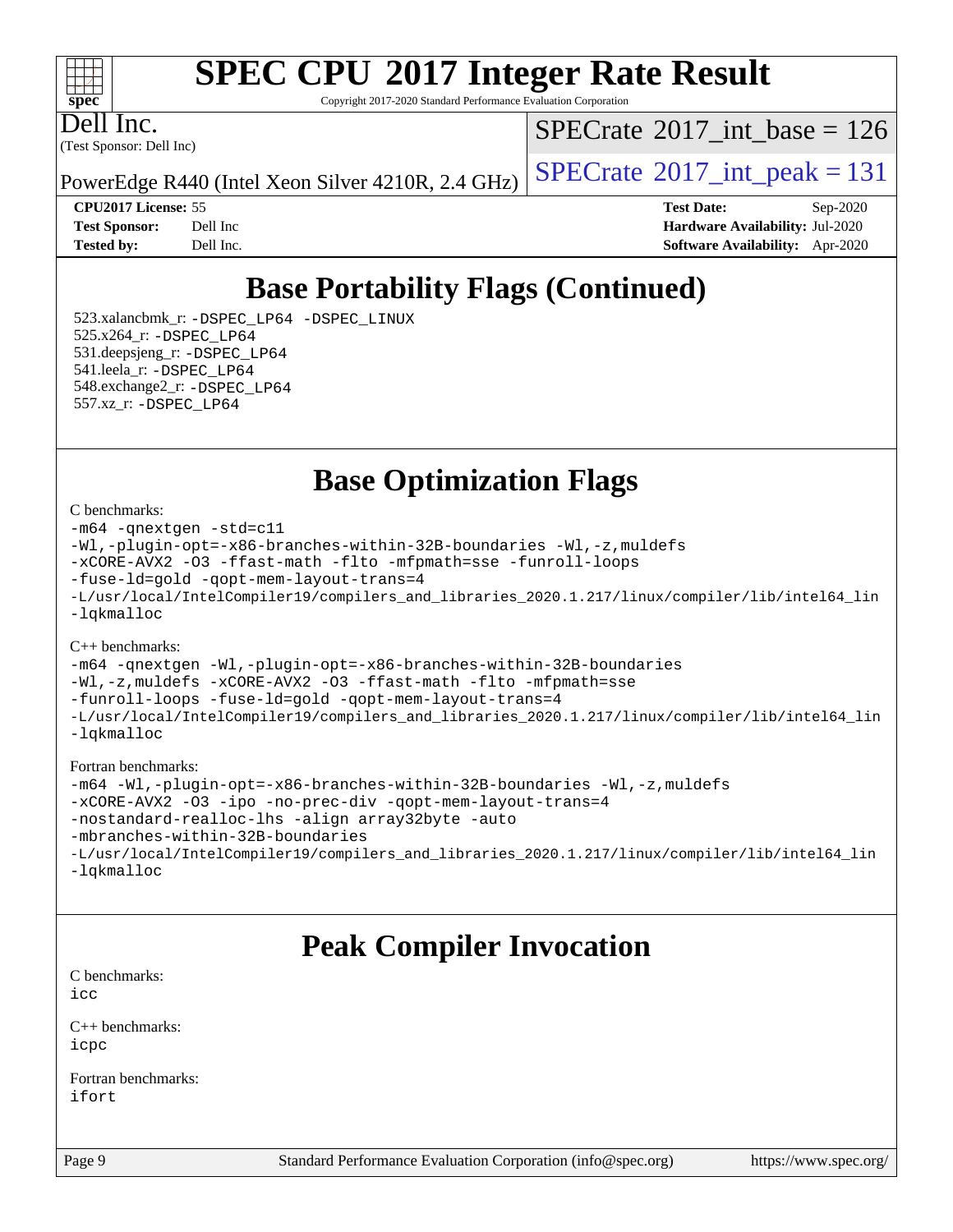# Base Portability Flags (Continued)

523.xalancbmk_r: `-DSPEC_LP64 -DSPEC_LINUX`
525.x264_r: `-DSPEC_LP64`
531.deepsjeng_r: `-DSPEC_LP64`
541.leela_r: `-DSPEC_LP64`
548.exchange2_r: `-DSPEC_LP64`
557.xz_r: `-DSPEC_LP64`

# Base Optimization Flags

C benchmarks:

```
-m64 -qnextgen -std=c11
-Wl,-plugin-opt=-x86-branches-within-32B-boundaries -Wl,-z,muldefs
-xCORE-AVX2 -O3 -ffast-math -flto -mfpmath=sse -funroll-loops
-fuse-ld=gold -qopt-mem-layout-trans=4
-L/usr/local/IntelCompiler19/compilers_and_libraries_2020.1.217/linux/compiler/lib/intel64_lin
-lqkmalloc
```

C++ benchmarks:

```
-m64 -qnextgen -Wl,-plugin-opt=-x86-branches-within-32B-boundaries
-Wl,-z,muldefs -xCORE-AVX2 -O3 -ffast-math -flto -mfpmath=sse
-funroll-loops -fuse-ld=gold -qopt-mem-layout-trans=4
-L/usr/local/IntelCompiler19/compilers_and_libraries_2020.1.217/linux/compiler/lib/intel64_lin
-lqkmalloc
```

Fortran benchmarks:

```
-m64 -Wl,-plugin-opt=-x86-branches-within-32B-boundaries -Wl,-z,muldefs
-xCORE-AVX2 -O3 -ipo -no-prec-div -qopt-mem-layout-trans=4
-nostandard-realloc-lhs -align array32byte -auto
-mbranches-within-32B-boundaries
-L/usr/local/IntelCompiler19/compilers_and_libraries_2020.1.217/linux/compiler/lib/intel64_lin
-lqkmalloc
```

# Peak Compiler Invocation

C benchmarks:
`icc`

C++ benchmarks:
`icpc`

Fortran benchmarks:
`ifort`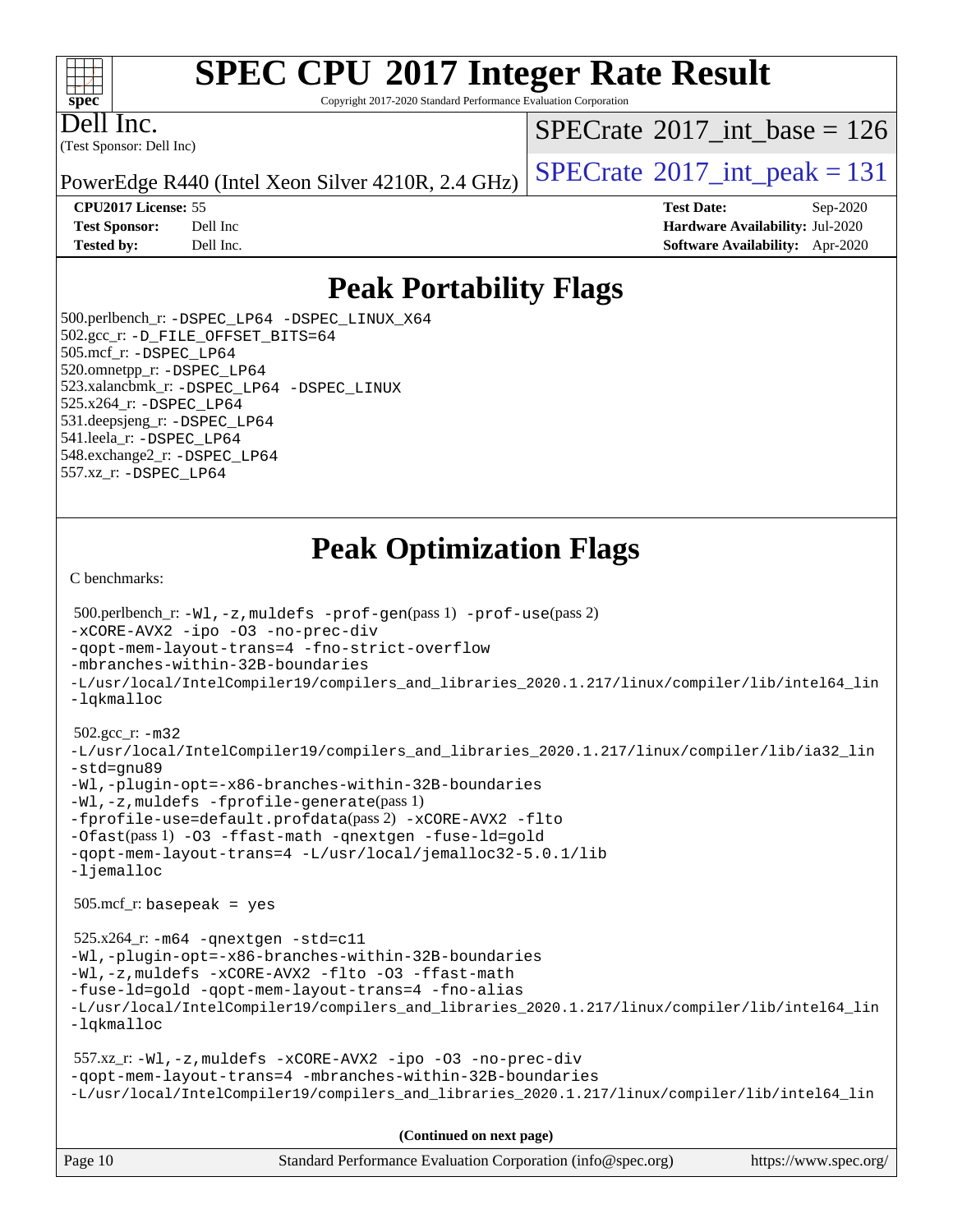# SPEC CPU 2017 Integer Rate Result

Copyright 2017-2020 Standard Performance Evaluation Corporation

**Dell Inc.**
(Test Sponsor: Dell Inc)

PowerEdge R440 (Intel Xeon Silver 4210R, 2.4 GHz)

SPECrate 2017_int_base = 126
SPECrate 2017_int_peak = 131

| | | | |
|---|---|---|---|
| **CPU2017 License:** | 55 | **Test Date:** | Sep-2020 |
| **Test Sponsor:** | Dell Inc | **Hardware Availability:** | Jul-2020 |
| **Tested by:** | Dell Inc. | **Software Availability:** | Apr-2020 |

## Peak Portability Flags

500.perlbench_r: -DSPEC_LP64 -DSPEC_LINUX_X64
502.gcc_r: -D_FILE_OFFSET_BITS=64
505.mcf_r: -DSPEC_LP64
520.omnetpp_r: -DSPEC_LP64
523.xalancbmk_r: -DSPEC_LP64 -DSPEC_LINUX
525.x264_r: -DSPEC_LP64
531.deepsjeng_r: -DSPEC_LP64
541.leela_r: -DSPEC_LP64
548.exchange2_r: -DSPEC_LP64
557.xz_r: -DSPEC_LP64

## Peak Optimization Flags

C benchmarks:

500.perlbench_r: -Wl,-z,muldefs -prof-gen(pass 1) -prof-use(pass 2)
-xCORE-AVX2 -ipo -O3 -no-prec-div
-qopt-mem-layout-trans=4 -fno-strict-overflow
-mbranches-within-32B-boundaries
-L/usr/local/IntelCompiler19/compilers_and_libraries_2020.1.217/linux/compiler/lib/intel64_lin
-lqkmalloc

502.gcc_r: -m32
-L/usr/local/IntelCompiler19/compilers_and_libraries_2020.1.217/linux/compiler/lib/ia32_lin
-std=gnu89
-Wl,-plugin-opt=-x86-branches-within-32B-boundaries
-Wl,-z,muldefs -fprofile-generate(pass 1)
-fprofile-use=default.profdata(pass 2) -xCORE-AVX2 -flto
-Ofast(pass 1) -O3 -ffast-math -qnextgen -fuse-ld=gold
-qopt-mem-layout-trans=4 -L/usr/local/jemalloc32-5.0.1/lib
-ljemalloc

505.mcf_r: basepeak = yes

525.x264_r: -m64 -qnextgen -std=c11
-Wl,-plugin-opt=-x86-branches-within-32B-boundaries
-Wl,-z,muldefs -xCORE-AVX2 -flto -O3 -ffast-math
-fuse-ld=gold -qopt-mem-layout-trans=4 -fno-alias
-L/usr/local/IntelCompiler19/compilers_and_libraries_2020.1.217/linux/compiler/lib/intel64_lin
-lqkmalloc

557.xz_r: -Wl,-z,muldefs -xCORE-AVX2 -ipo -O3 -no-prec-div
-qopt-mem-layout-trans=4 -mbranches-within-32B-boundaries
-L/usr/local/IntelCompiler19/compilers_and_libraries_2020.1.217/linux/compiler/lib/intel64_lin

(Continued on next page)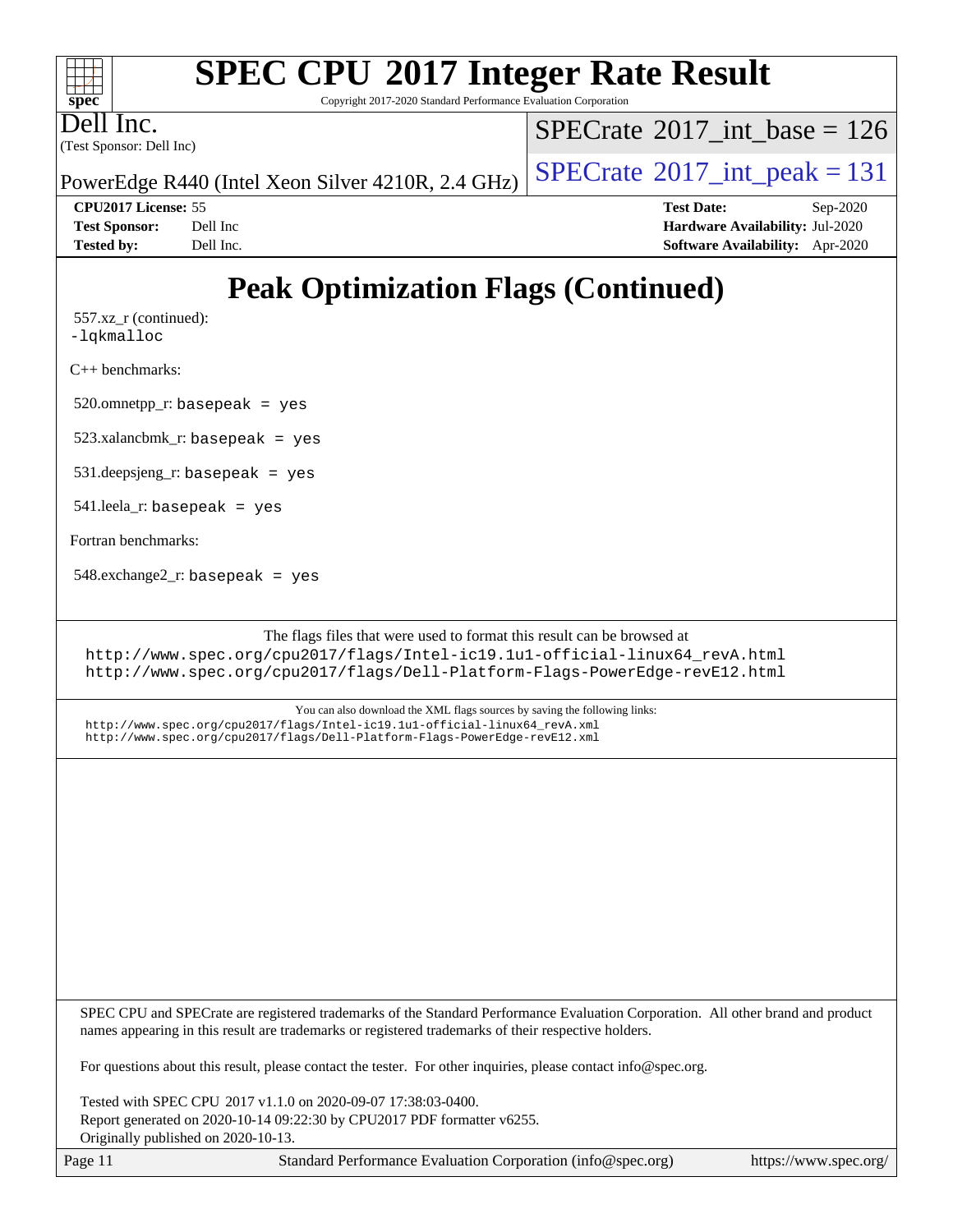# Peak Optimization Flags (Continued)

557.xz_r (continued):
`-lqkmalloc`

C++ benchmarks:

520.omnetpp_r: `basepeak = yes`

523.xalancbmk_r: `basepeak = yes`

531.deepsjeng_r: `basepeak = yes`

541.leela_r: `basepeak = yes`

Fortran benchmarks:

548.exchange2_r: `basepeak = yes`

The flags files that were used to format this result can be browsed at
http://www.spec.org/cpu2017/flags/Intel-ic19.1u1-official-linux64_revA.html
http://www.spec.org/cpu2017/flags/Dell-Platform-Flags-PowerEdge-revE12.html

You can also download the XML flags sources by saving the following links:
http://www.spec.org/cpu2017/flags/Intel-ic19.1u1-official-linux64_revA.xml
http://www.spec.org/cpu2017/flags/Dell-Platform-Flags-PowerEdge-revE12.xml

SPEC CPU and SPECrate are registered trademarks of the Standard Performance Evaluation Corporation. All other brand and product names appearing in this result are trademarks or registered trademarks of their respective holders.

For questions about this result, please contact the tester. For other inquiries, please contact info@spec.org.

Tested with SPEC CPU 2017 v1.1.0 on 2020-09-07 17:38:03-0400.
Report generated on 2020-10-14 09:22:30 by CPU2017 PDF formatter v6255.
Originally published on 2020-10-13.